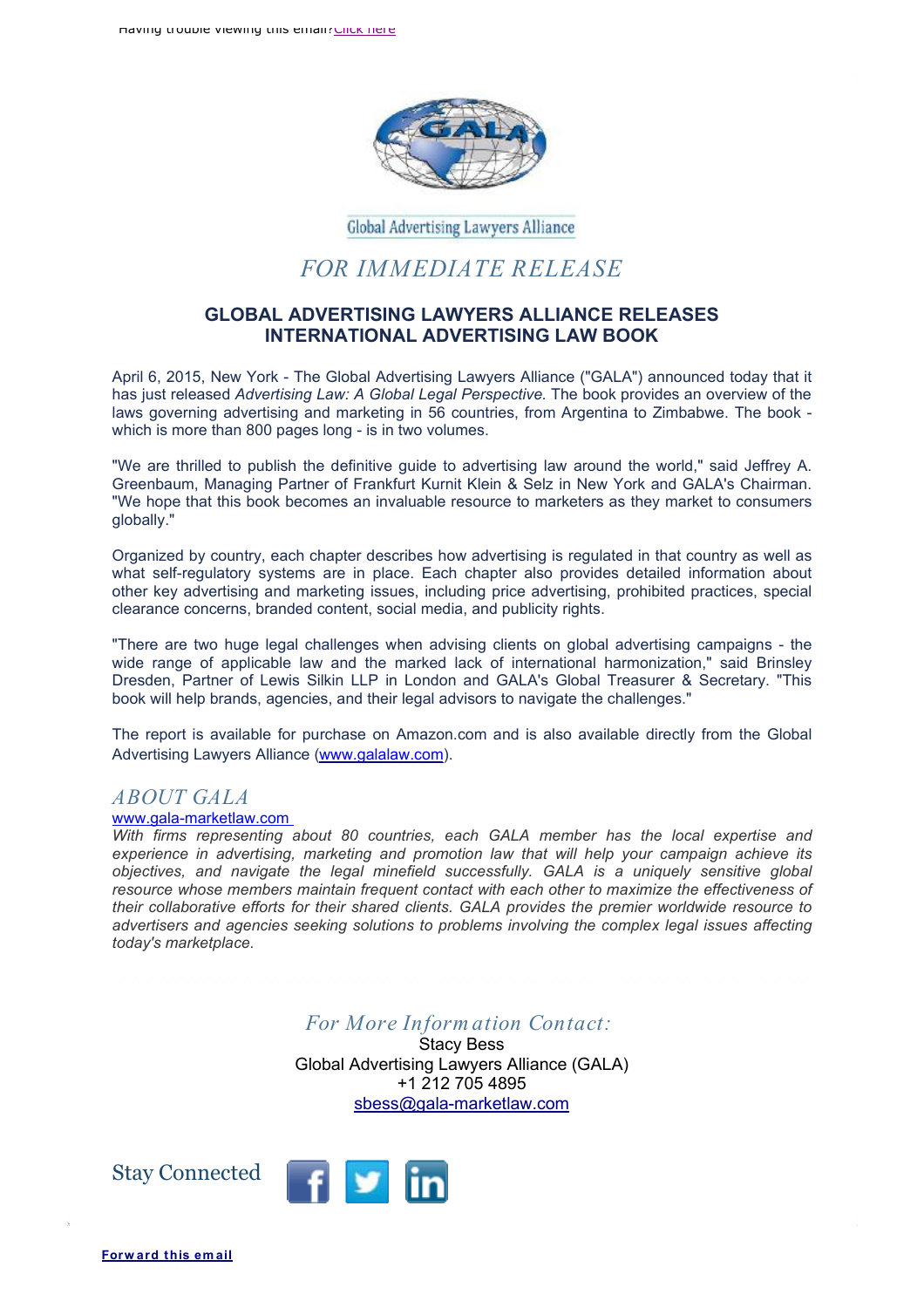Having trouble viewing this email? Click here

Global Advertising Lawyers Alliance

*FOR IMMEDIATE RELEASE*

## GLOBAL ADVERTISING LAWYERS ALLIANCE RELEASES INTERNATIONAL ADVERTISING LAW BOOK

April 6, 2015, New York - The Global Advertising Lawyers Alliance ("GALA") announced today that it has just released *Advertising Law: A Global Legal Perspective.* The book provides an overview of the laws governing advertising and marketing in 56 countries, from Argentina to Zimbabwe. The book - which is more than 800 pages long - is in two volumes.

"We are thrilled to publish the definitive guide to advertising law around the world," said Jeffrey A. Greenbaum, Managing Partner of Frankfurt Kurnit Klein & Selz in New York and GALA's Chairman. "We hope that this book becomes an invaluable resource to marketers as they market to consumers globally."

Organized by country, each chapter describes how advertising is regulated in that country as well as what self-regulatory systems are in place. Each chapter also provides detailed information about other key advertising and marketing issues, including price advertising, prohibited practices, special clearance concerns, branded content, social media, and publicity rights.

"There are two huge legal challenges when advising clients on global advertising campaigns - the wide range of applicable law and the marked lack of international harmonization," said Brinsley Dresden, Partner of Lewis Silkin LLP in London and GALA's Global Treasurer & Secretary. "This book will help brands, agencies, and their legal advisors to navigate the challenges."

The report is available for purchase on Amazon.com and is also available directly from the Global Advertising Lawyers Alliance (www.galalaw.com).

## *ABOUT GALA*

www.gala-marketlaw.com

*With firms representing about 80 countries, each GALA member has the local expertise and experience in advertising, marketing and promotion law that will help your campaign achieve its objectives, and navigate the legal minefield successfully. GALA is a uniquely sensitive global resource whose members maintain frequent contact with each other to maximize the effectiveness of their collaborative efforts for their shared clients. GALA provides the premier worldwide resource to advertisers and agencies seeking solutions to problems involving the complex legal issues affecting today's marketplace.*

*For More Information Contact:*

Stacy Bess
Global Advertising Lawyers Alliance (GALA)
+1 212 705 4895
sbess@gala-marketlaw.com

Stay Connected

**Forward this email**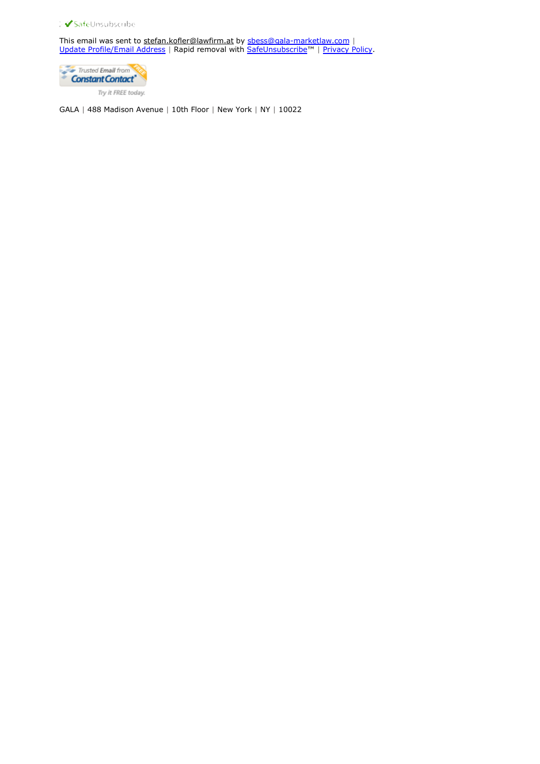SafeUnsubscribe

This email was sent to stefan.kofler@lawfirm.at by sbess@gala-marketlaw.com | Update Profile/Email Address | Rapid removal with SafeUnsubscribe™ | Privacy Policy.

Trusted Email from Constant Contact FREE

Try it FREE today.

GALA | 488 Madison Avenue | 10th Floor | New York | NY | 10022